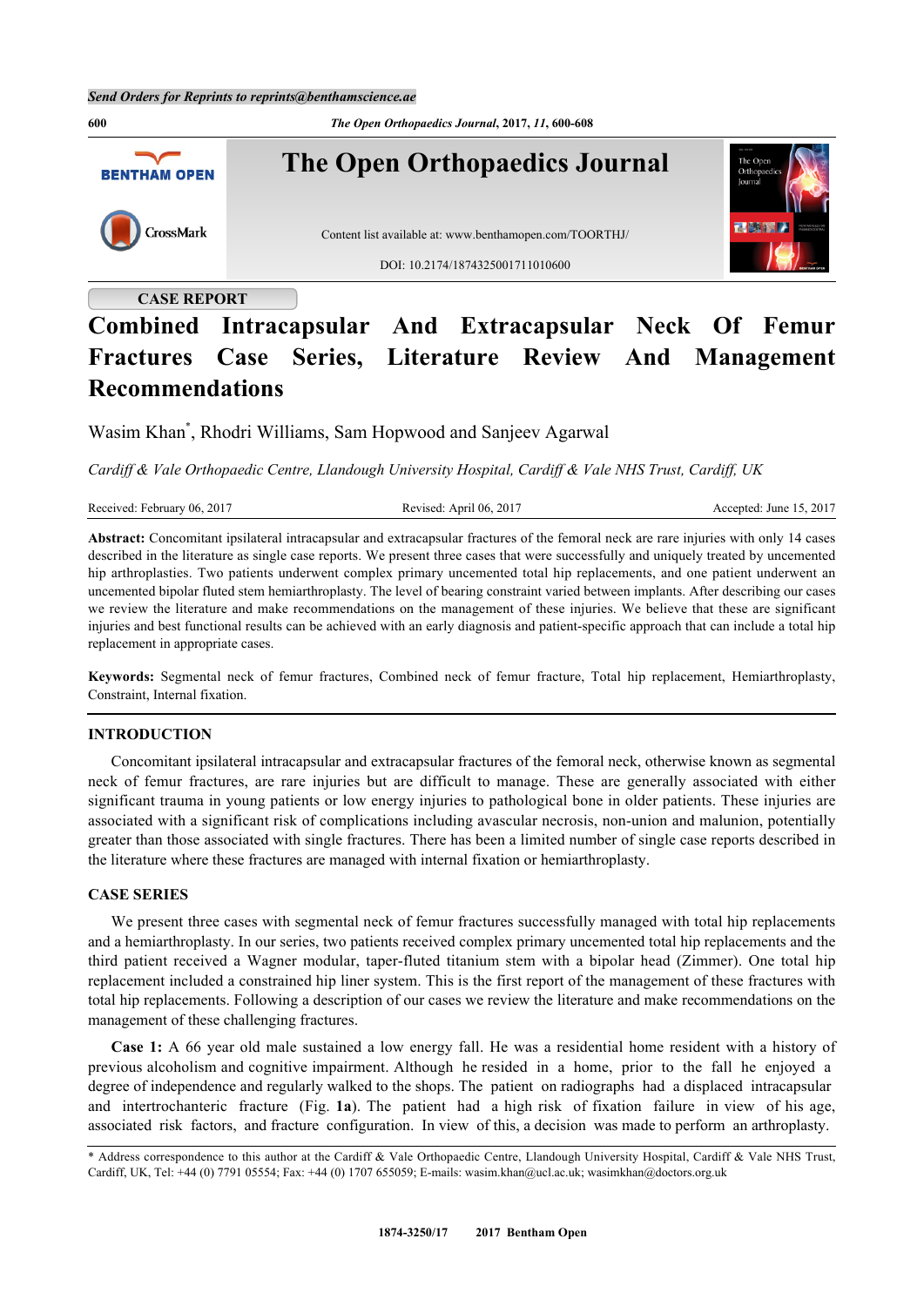CASE REPORT

# Combined Intracapsular And Extracapsular Neck Of Femur Fractures Case Series, Literature Review And Management Recommendations

Wasim Khan[*], Rhodri Williams, Sam Hopwood and Sanjeev Agarwal

*Cardiff & Vale Orthopaedic Centre, Llandough University Hospital, Cardiff & Vale NHS Trust, Cardiff, UK*

Received: February 06, 2017 | Revised: April 06, 2017 | Accepted: June 15, 2017

**Abstract:** Concomitant ipsilateral intracapsular and extracapsular fractures of the femoral neck are rare injuries with only 14 cases described in the literature as single case reports. We present three cases that were successfully and uniquely treated by uncemented hip arthroplasties. Two patients underwent complex primary uncemented total hip replacements, and one patient underwent an uncemented bipolar fluted stem hemiarthroplasty. The level of bearing constraint varied between implants. After describing our cases we review the literature and make recommendations on the management of these injuries. We believe that these are significant injuries and best functional results can be achieved with an early diagnosis and patient-specific approach that can include a total hip replacement in appropriate cases.

**Keywords:** Segmental neck of femur fractures, Combined neck of femur fracture, Total hip replacement, Hemiarthroplasty, Constraint, Internal fixation.

## INTRODUCTION

Concomitant ipsilateral intracapsular and extracapsular fractures of the femoral neck, otherwise known as segmental neck of femur fractures, are rare injuries but are difficult to manage. These are generally associated with either significant trauma in young patients or low energy injuries to pathological bone in older patients. These injuries are associated with a significant risk of complications including avascular necrosis, non-union and malunion, potentially greater than those associated with single fractures. There has been a limited number of single case reports described in the literature where these fractures are managed with internal fixation or hemiarthroplasty.

## CASE SERIES

We present three cases with segmental neck of femur fractures successfully managed with total hip replacements and a hemiarthroplasty. In our series, two patients received complex primary uncemented total hip replacements and the third patient received a Wagner modular, taper-fluted titanium stem with a bipolar head (Zimmer). One total hip replacement included a constrained hip liner system. This is the first report of the management of these fractures with total hip replacements. Following a description of our cases we review the literature and make recommendations on the management of these challenging fractures.

**Case 1:** A 66 year old male sustained a low energy fall. He was a residential home resident with a history of previous alcoholism and cognitive impairment. Although he resided in a home, prior to the fall he enjoyed a degree of independence and regularly walked to the shops. The patient on radiographs had a displaced intracapsular and intertrochanteric fracture (Fig. **1a**). The patient had a high risk of fixation failure in view of his age, associated risk factors, and fracture configuration. In view of this, a decision was made to perform an arthroplasty.

---

* Address correspondence to this author at the Cardiff & Vale Orthopaedic Centre, Llandough University Hospital, Cardiff & Vale NHS Trust, Cardiff, UK, Tel: +44 (0) 7791 05554; Fax: +44 (0) 1707 655059; E-mails: wasim.khan@ucl.ac.uk; wasimkhan@doctors.org.uk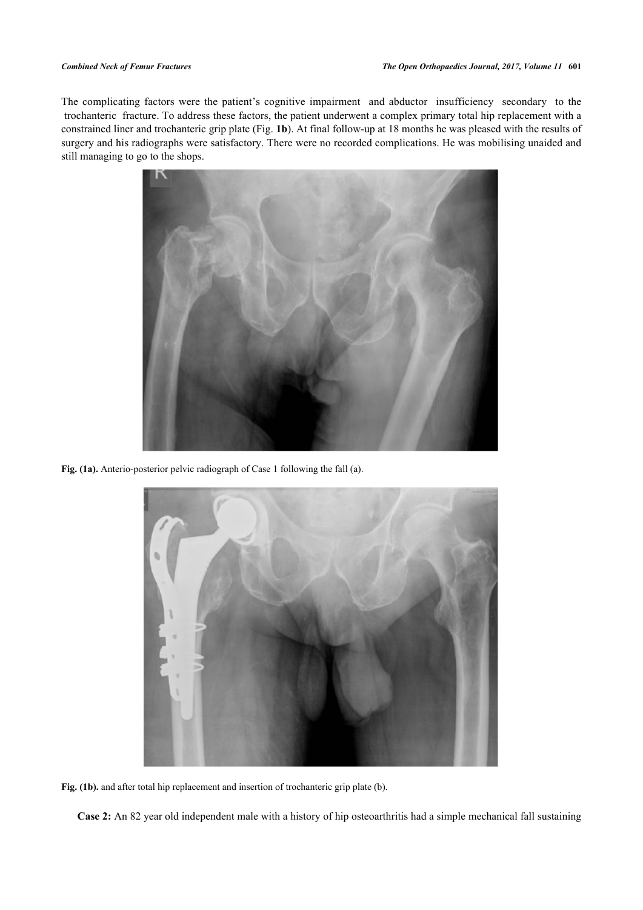The complicating factors were the patient's cognitive impairment and abductor insufficiency secondary to the trochanteric fracture. To address these factors, the patient underwent a complex primary total hip replacement with a constrained liner and trochanteric grip plate (Fig. **1b**). At final follow-up at 18 months he was pleased with the results of surgery and his radiographs were satisfactory. There were no recorded complications. He was mobilising unaided and still managing to go to the shops.

**Fig. (1a).** Anterio-posterior pelvic radiograph of Case 1 following the fall (a).

**Fig. (1b).** and after total hip replacement and insertion of trochanteric grip plate (b).

**Case 2:** An 82 year old independent male with a history of hip osteoarthritis had a simple mechanical fall sustaining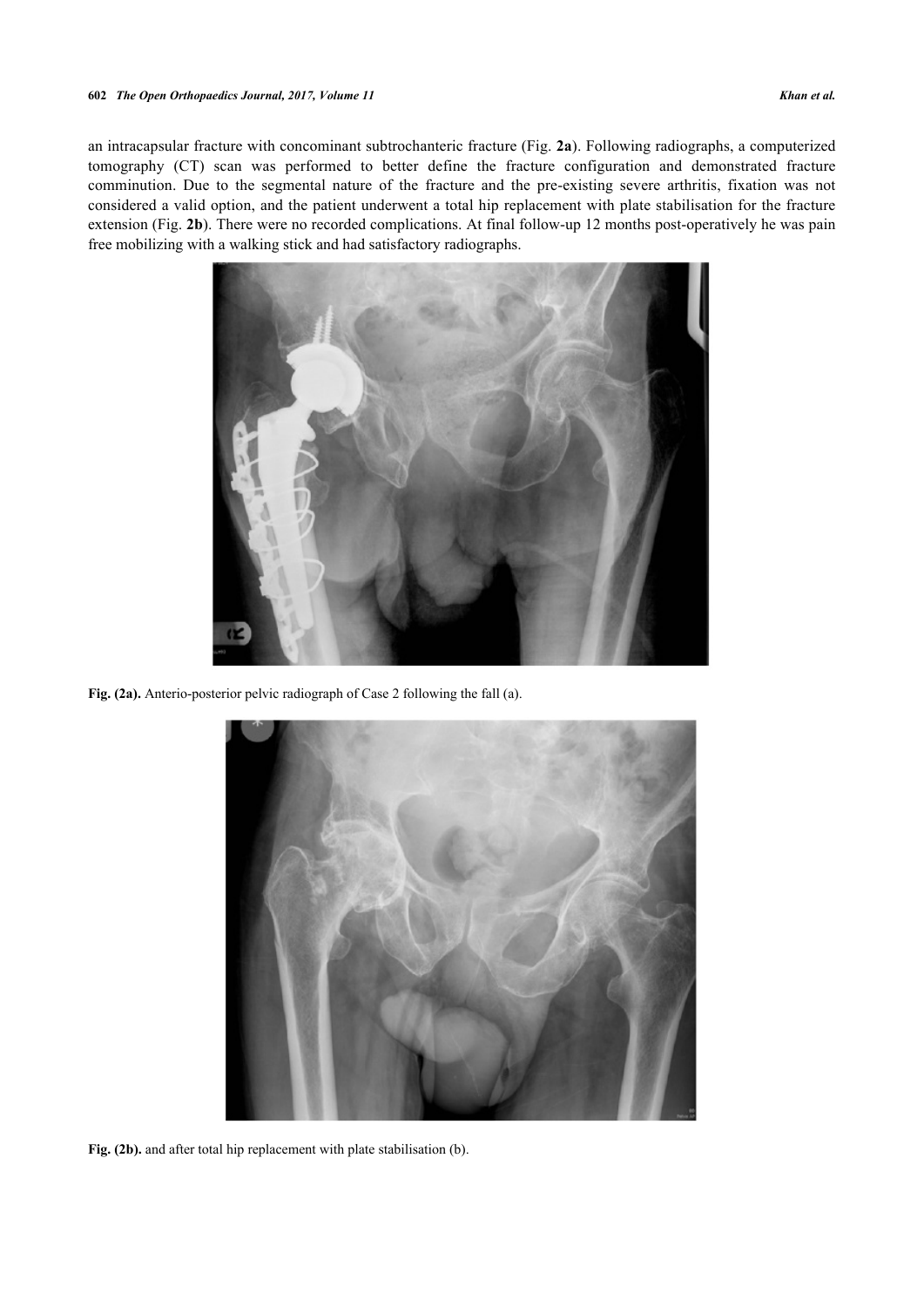an intracapsular fracture with concominant subtrochanteric fracture (Fig. **2a**). Following radiographs, a computerized tomography (CT) scan was performed to better define the fracture configuration and demonstrated fracture comminution. Due to the segmental nature of the fracture and the pre-existing severe arthritis, fixation was not considered a valid option, and the patient underwent a total hip replacement with plate stabilisation for the fracture extension (Fig. **2b**). There were no recorded complications. At final follow-up 12 months post-operatively he was pain free mobilizing with a walking stick and had satisfactory radiographs.

**Fig. (2a).** Anterio-posterior pelvic radiograph of Case 2 following the fall (a).

**Fig. (2b).** and after total hip replacement with plate stabilisation (b).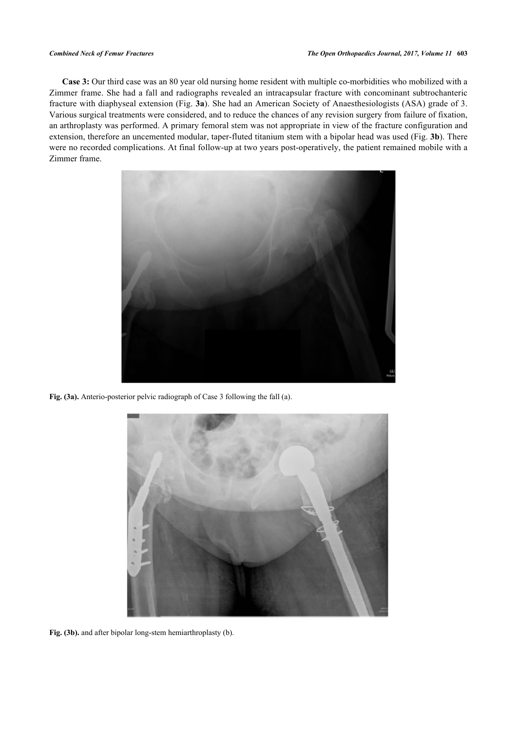**Case 3:** Our third case was an 80 year old nursing home resident with multiple co-morbidities who mobilized with a Zimmer frame. She had a fall and radiographs revealed an intracapsular fracture with concominant subtrochanteric fracture with diaphyseal extension (Fig. **3a**). She had an American Society of Anaesthesiologists (ASA) grade of 3. Various surgical treatments were considered, and to reduce the chances of any revision surgery from failure of fixation, an arthroplasty was performed. A primary femoral stem was not appropriate in view of the fracture configuration and extension, therefore an uncemented modular, taper-fluted titanium stem with a bipolar head was used (Fig. **3b**). There were no recorded complications. At final follow-up at two years post-operatively, the patient remained mobile with a Zimmer frame.

**Fig. (3a).** Anterio-posterior pelvic radiograph of Case 3 following the fall (a).

**Fig. (3b).** and after bipolar long-stem hemiarthroplasty (b).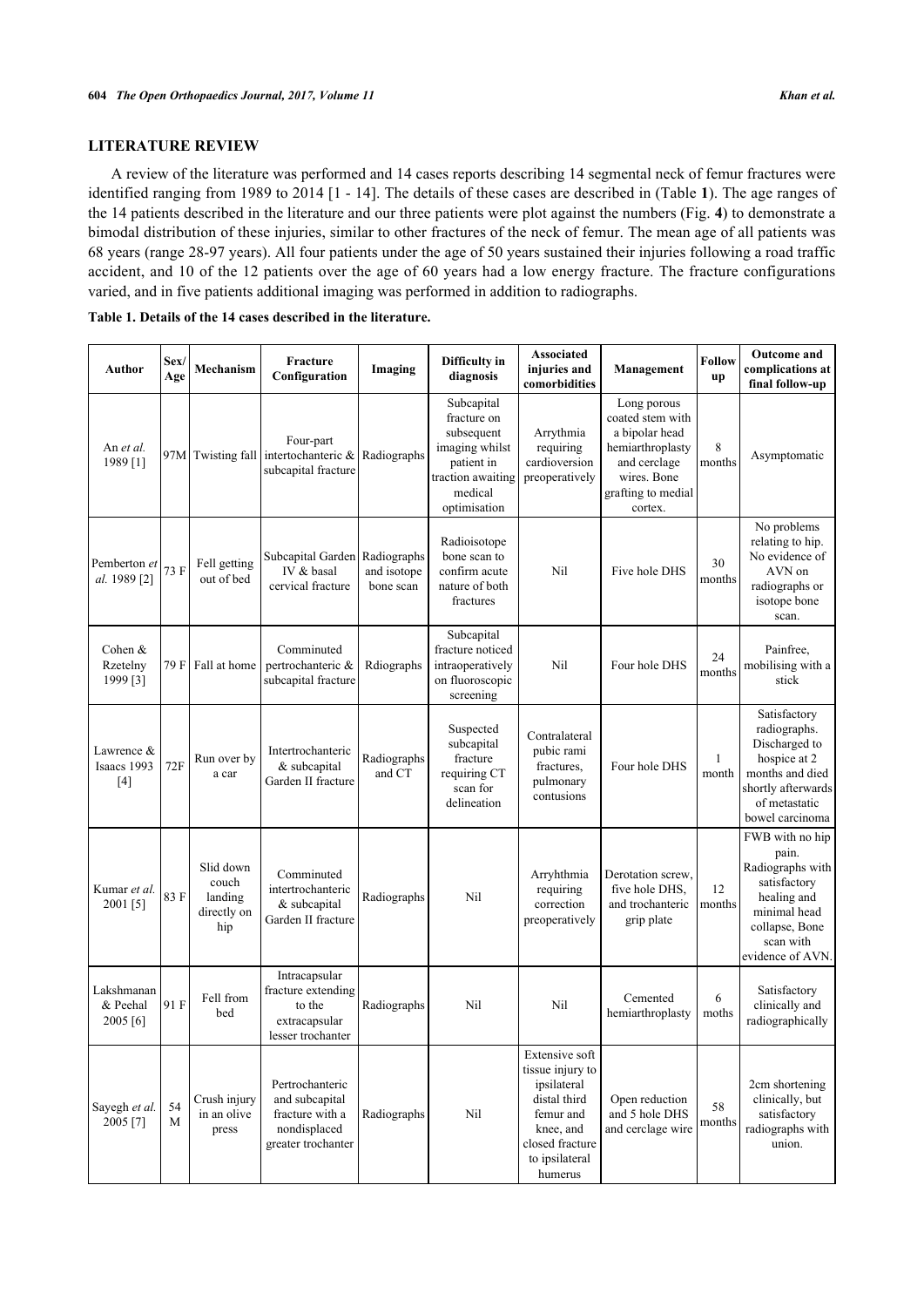## LITERATURE REVIEW

A review of the literature was performed and 14 cases reports describing 14 segmental neck of femur fractures were identified ranging from 1989 to 2014 [1 - 14]. The details of these cases are described in (Table **1**). The age ranges of the 14 patients described in the literature and our three patients were plot against the numbers (Fig. **4**) to demonstrate a bimodal distribution of these injuries, similar to other fractures of the neck of femur. The mean age of all patients was 68 years (range 28-97 years). All four patients under the age of 50 years sustained their injuries following a road traffic accident, and 10 of the 12 patients over the age of 60 years had a low energy fracture. The fracture configurations varied, and in five patients additional imaging was performed in addition to radiographs.

**Table 1. Details of the 14 cases described in the literature.**

| Author | Sex/Age | Mechanism | Fracture Configuration | Imaging | Difficulty in diagnosis | Associated injuries and comorbidities | Management | Follow up | Outcome and complications at final follow-up |
|---|---|---|---|---|---|---|---|---|---|
| An *et al.* 1989 [1] | 97M | Twisting fall | Four-part intertochanteric & subcapital fracture | Radiographs | Subcapital fracture on subsequent imaging whilst patient in traction awaiting medical optimisation | Arrythmia requiring cardioversion preoperatively | Long porous coated stem with a bipolar head hemiarthroplasty and cerclage wires. Bone grafting to medial cortex. | 8 months | Asymptomatic |
| Pemberton *et al.* 1989 [2] | 73 F | Fell getting out of bed | Subcapital Garden IV & basal cervical fracture | Radiographs and isotope bone scan | Radioisotope bone scan to confirm acute nature of both fractures | Nil | Five hole DHS | 30 months | No problems relating to hip. No evidence of AVN on radiographs or isotope bone scan. |
| Cohen & Rzetelny 1999 [3] | 79 F | Fall at home | Comminuted pertrochanteric & subcapital fracture | Rdiographs | Subcapital fracture noticed intraoperatively on fluoroscopic screening | Nil | Four hole DHS | 24 months | Painfree, mobilising with a stick |
| Lawrence & Isaacs 1993 [4] | 72F | Run over by a car | Intertrochanteric & subcapital Garden II fracture | Radiographs and CT | Suspected subcapital fracture requiring CT scan for delineation | Contralateral pubic rami fractures, pulmonary contusions | Four hole DHS | 1 month | Satisfactory radiographs. Discharged to hospice at 2 months and died shortly afterwards of metastatic bowel carcinoma |
| Kumar *et al.* 2001 [5] | 83 F | Slid down couch landing directly on hip | Comminuted intertrochanteric & subcapital Garden II fracture | Radiographs | Nil | Arryhthmia requiring correction preoperatively | Derotation screw, five hole DHS, and trochanteric grip plate | 12 months | FWB with no hip pain. Radiographs with satisfactory healing and minimal head collapse, Bone scan with evidence of AVN. |
| Lakshmanan & Peehal 2005 [6] | 91 F | Fell from bed | Intracapsular fracture extending to the extracapsular lesser trochanter | Radiographs | Nil | Nil | Cemented hemiarthroplasty | 6 moths | Satisfactory clinically and radiographically |
| Sayegh *et al.* 2005 [7] | 54 M | Crush injury in an olive press | Pertrochanteric and subcapital fracture with a nondisplaced greater trochanter | Radiographs | Nil | Extensive soft tissue injury to ipsilateral distal third femur and knee, and closed fracture to ipsilateral humerus | Open reduction and 5 hole DHS and cerclage wire | 58 months | 2cm shortening clinically, but satisfactory radiographs with union. |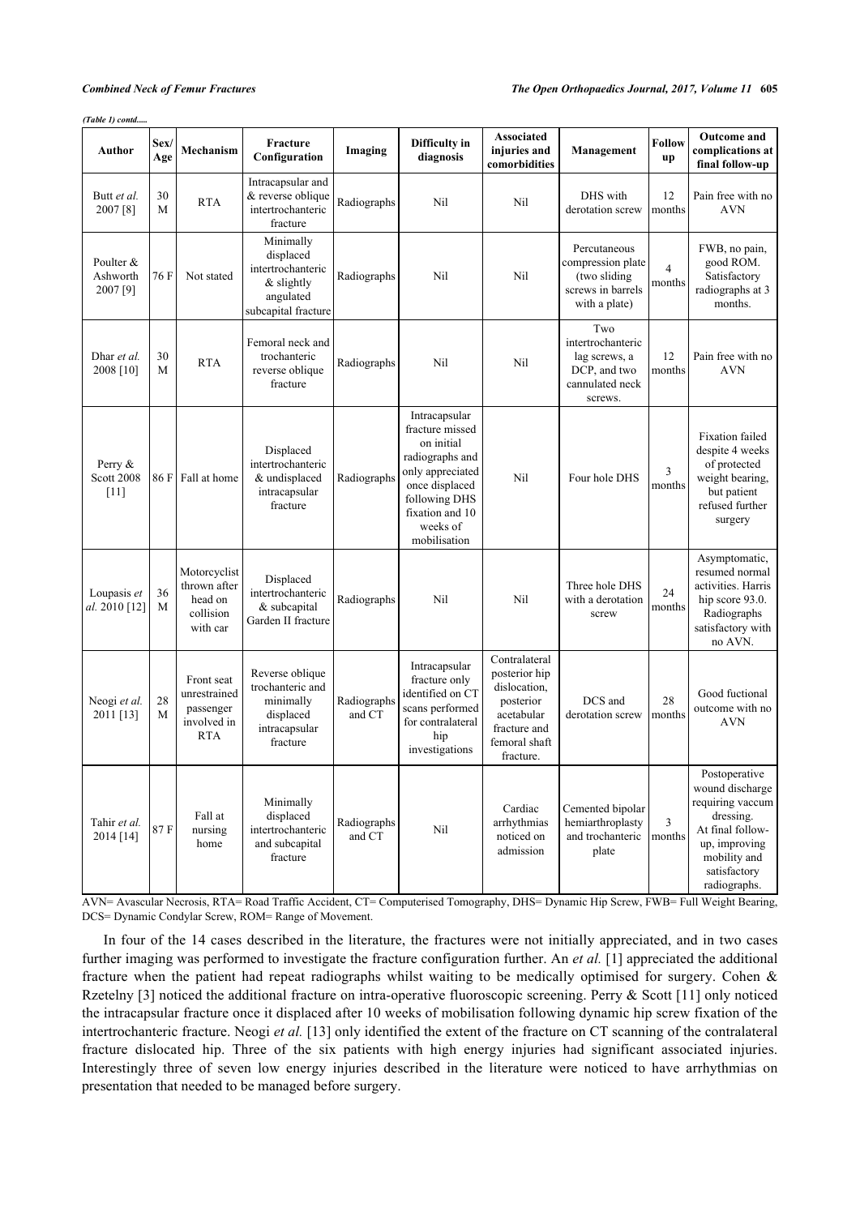*(Table 1) contd.....*

| Author | Sex/ Age | Mechanism | Fracture Configuration | Imaging | Difficulty in diagnosis | Associated injuries and comorbidities | Management | Follow up | Outcome and complications at final follow-up |
|---|---|---|---|---|---|---|---|---|---|
| Butt *et al.* 2007 [8] | 30 M | RTA | Intracapsular and & reverse oblique intertrochanteric fracture | Radiographs | Nil | Nil | DHS with derotation screw | 12 months | Pain free with no AVN |
| Poulter & Ashworth 2007 [9] | 76 F | Not stated | Minimally displaced intertrochanteric & slightly angulated subcapital fracture | Radiographs | Nil | Nil | Percutaneous compression plate (two sliding screws in barrels with a plate) | 4 months | FWB, no pain, good ROM. Satisfactory radiographs at 3 months. |
| Dhar *et al.* 2008 [10] | 30 M | RTA | Femoral neck and trochanteric reverse oblique fracture | Radiographs | Nil | Nil | Two intertrochanteric lag screws, a DCP, and two cannulated neck screws. | 12 months | Pain free with no AVN |
| Perry & Scott 2008 [11] | 86 F | Fall at home | Displaced intertrochanteric & undisplaced intracapsular fracture | Radiographs | Intracapsular fracture missed on initial radiographs and only appreciated once displaced following DHS fixation and 10 weeks of mobilisation | Nil | Four hole DHS | 3 months | Fixation failed despite 4 weeks of protected weight bearing, but patient refused further surgery |
| Loupasis *et al.* 2010 [12] | 36 M | Motorcyclist thrown after head on collision with car | Displaced intertrochanteric & subcapital Garden II fracture | Radiographs | Nil | Nil | Three hole DHS with a derotation screw | 24 months | Asymptomatic, resumed normal activities. Harris hip score 93.0. Radiographs satisfactory with no AVN. |
| Neogi *et al.* 2011 [13] | 28 M | Front seat unrestrained passenger involved in RTA | Reverse oblique trochanteric and minimally displaced intracapsular fracture | Radiographs and CT | Intracapsular fracture only identified on CT scans performed for contralateral hip investigations | Contralateral posterior hip dislocation, posterior acetabular fracture and femoral shaft fracture. | DCS and derotation screw | 28 months | Good fuctional outcome with no AVN |
| Tahir *et al.* 2014 [14] | 87 F | Fall at nursing home | Minimally displaced intertrochanteric and subcapital fracture | Radiographs and CT | Nil | Cardiac arrhythmias noticed on admission | Cemented bipolar hemiarthroplasty and trochanteric plate | 3 months | Postoperative wound discharge requiring vaccum dressing. At final follow-up, improving mobility and satisfactory radiographs. |

AVN= Avascular Necrosis, RTA= Road Traffic Accident, CT= Computerised Tomography, DHS= Dynamic Hip Screw, FWB= Full Weight Bearing, DCS= Dynamic Condylar Screw, ROM= Range of Movement.

In four of the 14 cases described in the literature, the fractures were not initially appreciated, and in two cases further imaging was performed to investigate the fracture configuration further. An *et al.* [1] appreciated the additional fracture when the patient had repeat radiographs whilst waiting to be medically optimised for surgery. Cohen & Rzetelny [3] noticed the additional fracture on intra-operative fluoroscopic screening. Perry & Scott [11] only noticed the intracapsular fracture once it displaced after 10 weeks of mobilisation following dynamic hip screw fixation of the intertrochanteric fracture. Neogi *et al.* [13] only identified the extent of the fracture on CT scanning of the contralateral fracture dislocated hip. Three of the six patients with high energy injuries had significant associated injuries. Interestingly three of seven low energy injuries described in the literature were noticed to have arrhythmias on presentation that needed to be managed before surgery.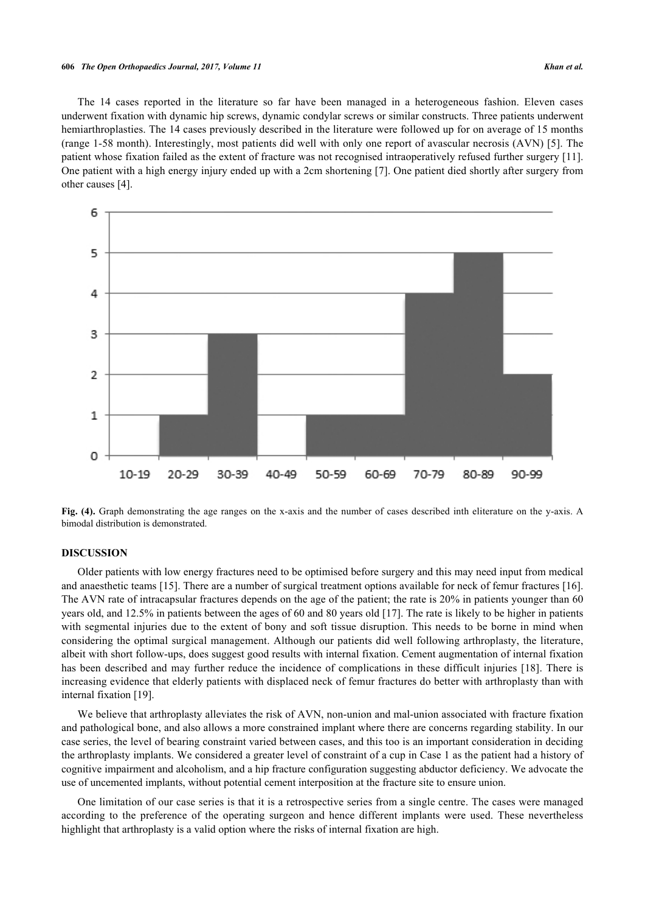The 14 cases reported in the literature so far have been managed in a heterogeneous fashion. Eleven cases underwent fixation with dynamic hip screws, dynamic condylar screws or similar constructs. Three patients underwent hemiarthroplasties. The 14 cases previously described in the literature were followed up for on average of 15 months (range 1-58 month). Interestingly, most patients did well with only one report of avascular necrosis (AVN) [5]. The patient whose fixation failed as the extent of fracture was not recognised intraoperatively refused further surgery [11]. One patient with a high energy injury ended up with a 2cm shortening [7]. One patient died shortly after surgery from other causes [4].

**Fig. (4).** Graph demonstrating the age ranges on the x-axis and the number of cases described inth eliterature on the y-axis. A bimodal distribution is demonstrated.

## DISCUSSION

Older patients with low energy fractures need to be optimised before surgery and this may need input from medical and anaesthetic teams [15]. There are a number of surgical treatment options available for neck of femur fractures [16]. The AVN rate of intracapsular fractures depends on the age of the patient; the rate is 20% in patients younger than 60 years old, and 12.5% in patients between the ages of 60 and 80 years old [17]. The rate is likely to be higher in patients with segmental injuries due to the extent of bony and soft tissue disruption. This needs to be borne in mind when considering the optimal surgical management. Although our patients did well following arthroplasty, the literature, albeit with short follow-ups, does suggest good results with internal fixation. Cement augmentation of internal fixation has been described and may further reduce the incidence of complications in these difficult injuries [18]. There is increasing evidence that elderly patients with displaced neck of femur fractures do better with arthroplasty than with internal fixation [19].

We believe that arthroplasty alleviates the risk of AVN, non-union and mal-union associated with fracture fixation and pathological bone, and also allows a more constrained implant where there are concerns regarding stability. In our case series, the level of bearing constraint varied between cases, and this too is an important consideration in deciding the arthroplasty implants. We considered a greater level of constraint of a cup in Case 1 as the patient had a history of cognitive impairment and alcoholism, and a hip fracture configuration suggesting abductor deficiency. We advocate the use of uncemented implants, without potential cement interposition at the fracture site to ensure union.

One limitation of our case series is that it is a retrospective series from a single centre. The cases were managed according to the preference of the operating surgeon and hence different implants were used. These nevertheless highlight that arthroplasty is a valid option where the risks of internal fixation are high.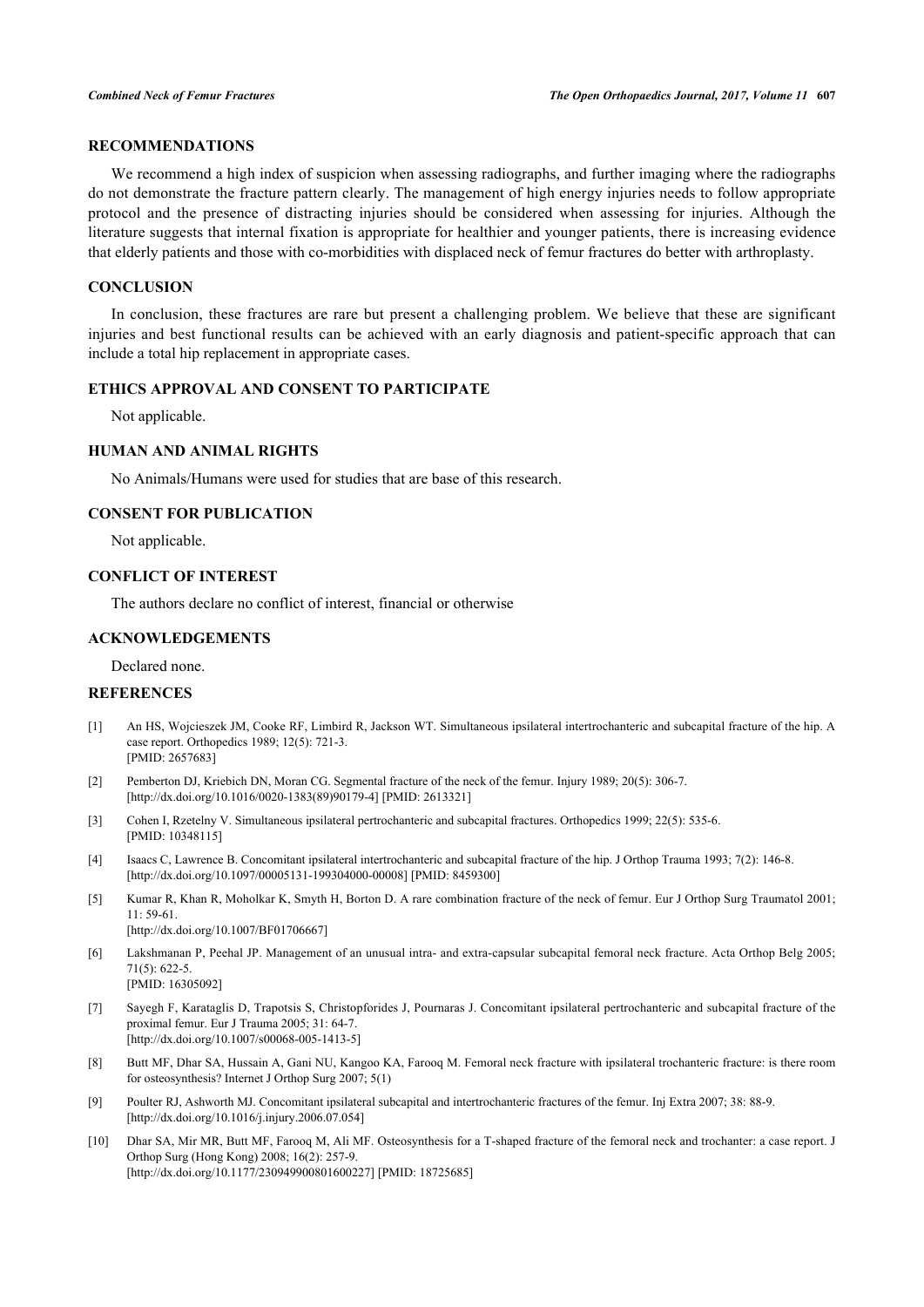## RECOMMENDATIONS

We recommend a high index of suspicion when assessing radiographs, and further imaging where the radiographs do not demonstrate the fracture pattern clearly. The management of high energy injuries needs to follow appropriate protocol and the presence of distracting injuries should be considered when assessing for injuries. Although the literature suggests that internal fixation is appropriate for healthier and younger patients, there is increasing evidence that elderly patients and those with co-morbidities with displaced neck of femur fractures do better with arthroplasty.

## CONCLUSION

In conclusion, these fractures are rare but present a challenging problem. We believe that these are significant injuries and best functional results can be achieved with an early diagnosis and patient-specific approach that can include a total hip replacement in appropriate cases.

## ETHICS APPROVAL AND CONSENT TO PARTICIPATE

Not applicable.

## HUMAN AND ANIMAL RIGHTS

No Animals/Humans were used for studies that are base of this research.

## CONSENT FOR PUBLICATION

Not applicable.

## CONFLICT OF INTEREST

The authors declare no conflict of interest, financial or otherwise

## ACKNOWLEDGEMENTS

Declared none.

## REFERENCES

[1] An HS, Wojcieszek JM, Cooke RF, Limbird R, Jackson WT. Simultaneous ipsilateral intertrochanteric and subcapital fracture of the hip. A case report. Orthopedics 1989; 12(5): 721-3. [PMID: 2657683]

[2] Pemberton DJ, Kriebich DN, Moran CG. Segmental fracture of the neck of the femur. Injury 1989; 20(5): 306-7. [http://dx.doi.org/10.1016/0020-1383(89)90179-4] [PMID: 2613321]

[3] Cohen I, Rzetelny V. Simultaneous ipsilateral pertrochanteric and subcapital fractures. Orthopedics 1999; 22(5): 535-6. [PMID: 10348115]

[4] Isaacs C, Lawrence B. Concomitant ipsilateral intertrochanteric and subcapital fracture of the hip. J Orthop Trauma 1993; 7(2): 146-8. [http://dx.doi.org/10.1097/00005131-199304000-00008] [PMID: 8459300]

[5] Kumar R, Khan R, Moholkar K, Smyth H, Borton D. A rare combination fracture of the neck of femur. Eur J Orthop Surg Traumatol 2001; 11: 59-61. [http://dx.doi.org/10.1007/BF01706667]

[6] Lakshmanan P, Peehal JP. Management of an unusual intra- and extra-capsular subcapital femoral neck fracture. Acta Orthop Belg 2005; 71(5): 622-5. [PMID: 16305092]

[7] Sayegh F, Karataglis D, Trapotsis S, Christopforides J, Pournaras J. Concomitant ipsilateral pertrochanteric and subcapital fracture of the proximal femur. Eur J Trauma 2005; 31: 64-7. [http://dx.doi.org/10.1007/s00068-005-1413-5]

[8] Butt MF, Dhar SA, Hussain A, Gani NU, Kangoo KA, Farooq M. Femoral neck fracture with ipsilateral trochanteric fracture: is there room for osteosynthesis? Internet J Orthop Surg 2007; 5(1)

[9] Poulter RJ, Ashworth MJ. Concomitant ipsilateral subcapital and intertrochanteric fractures of the femur. Inj Extra 2007; 38: 88-9. [http://dx.doi.org/10.1016/j.injury.2006.07.054]

[10] Dhar SA, Mir MR, Butt MF, Farooq M, Ali MF. Osteosynthesis for a T-shaped fracture of the femoral neck and trochanter: a case report. J Orthop Surg (Hong Kong) 2008; 16(2): 257-9. [http://dx.doi.org/10.1177/230949900801600227] [PMID: 18725685]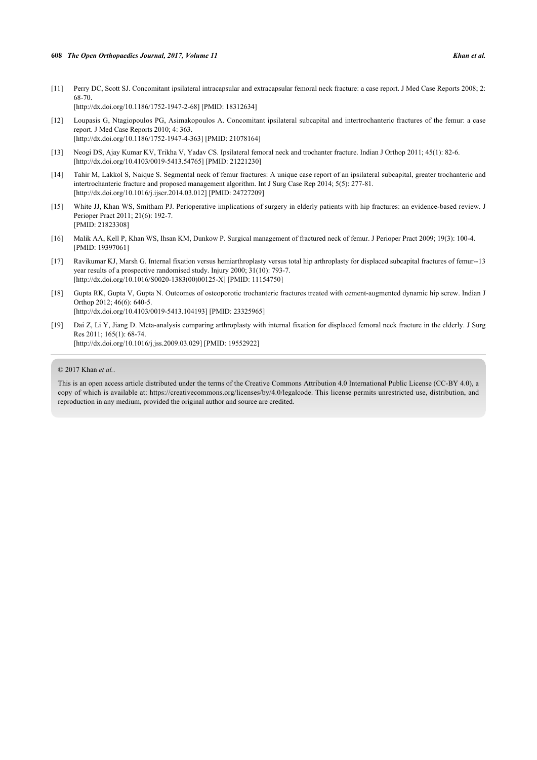[11] Perry DC, Scott SJ. Concomitant ipsilateral intracapsular and extracapsular femoral neck fracture: a case report. J Med Case Reports 2008; 2: 68-70.
[http://dx.doi.org/10.1186/1752-1947-2-68] [PMID: 18312634]

[12] Loupasis G, Ntagiopoulos PG, Asimakopoulos A. Concomitant ipsilateral subcapital and intertrochanteric fractures of the femur: a case report. J Med Case Reports 2010; 4: 363.
[http://dx.doi.org/10.1186/1752-1947-4-363] [PMID: 21078164]

[13] Neogi DS, Ajay Kumar KV, Trikha V, Yadav CS. Ipsilateral femoral neck and trochanter fracture. Indian J Orthop 2011; 45(1): 82-6.
[http://dx.doi.org/10.4103/0019-5413.54765] [PMID: 21221230]

[14] Tahir M, Lakkol S, Naique S. Segmental neck of femur fractures: A unique case report of an ipsilateral subcapital, greater trochanteric and intertrochanteric fracture and proposed management algorithm. Int J Surg Case Rep 2014; 5(5): 277-81.
[http://dx.doi.org/10.1016/j.ijscr.2014.03.012] [PMID: 24727209]

[15] White JJ, Khan WS, Smitham PJ. Perioperative implications of surgery in elderly patients with hip fractures: an evidence-based review. J Perioper Pract 2011; 21(6): 192-7.
[PMID: 21823308]

[16] Malik AA, Kell P, Khan WS, Ihsan KM, Dunkow P. Surgical management of fractured neck of femur. J Perioper Pract 2009; 19(3): 100-4.
[PMID: 19397061]

[17] Ravikumar KJ, Marsh G. Internal fixation versus hemiarthroplasty versus total hip arthroplasty for displaced subcapital fractures of femur--13 year results of a prospective randomised study. Injury 2000; 31(10): 793-7.
[http://dx.doi.org/10.1016/S0020-1383(00)00125-X] [PMID: 11154750]

[18] Gupta RK, Gupta V, Gupta N. Outcomes of osteoporotic trochanteric fractures treated with cement-augmented dynamic hip screw. Indian J Orthop 2012; 46(6): 640-5.
[http://dx.doi.org/10.4103/0019-5413.104193] [PMID: 23325965]

[19] Dai Z, Li Y, Jiang D. Meta-analysis comparing arthroplasty with internal fixation for displaced femoral neck fracture in the elderly. J Surg Res 2011; 165(1): 68-74.
[http://dx.doi.org/10.1016/j.jss.2009.03.029] [PMID: 19552922]

---

© 2017 Khan *et al.*.

This is an open access article distributed under the terms of the Creative Commons Attribution 4.0 International Public License (CC-BY 4.0), a copy of which is available at: https://creativecommons.org/licenses/by/4.0/legalcode. This license permits unrestricted use, distribution, and reproduction in any medium, provided the original author and source are credited.